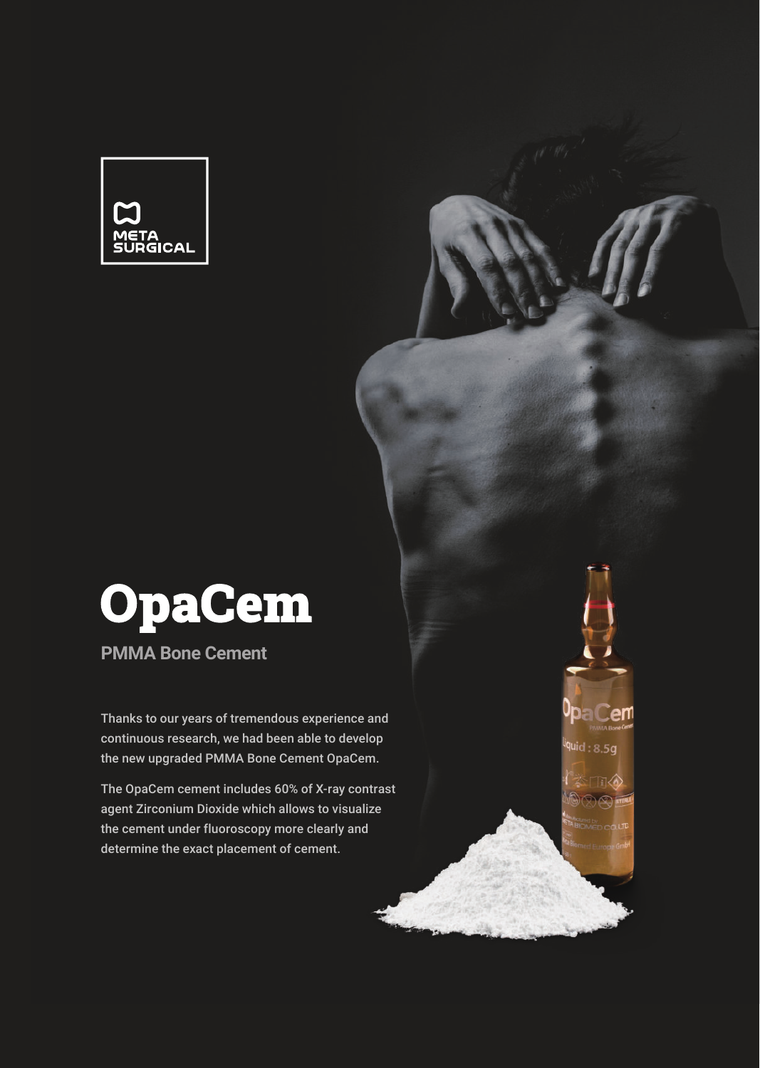META SURGICAL

# OpaCem

## PMMA Bone Cement

Thanks to our years of tremendous experience and continuous research, we had been able to develop the new upgraded PMMA Bone Cement OpaCem.

The OpaCem cement includes 60% of X-ray contrast agent Zirconium Dioxide which allows to visualize the cement under fluoroscopy more clearly and determine the exact placement of cement.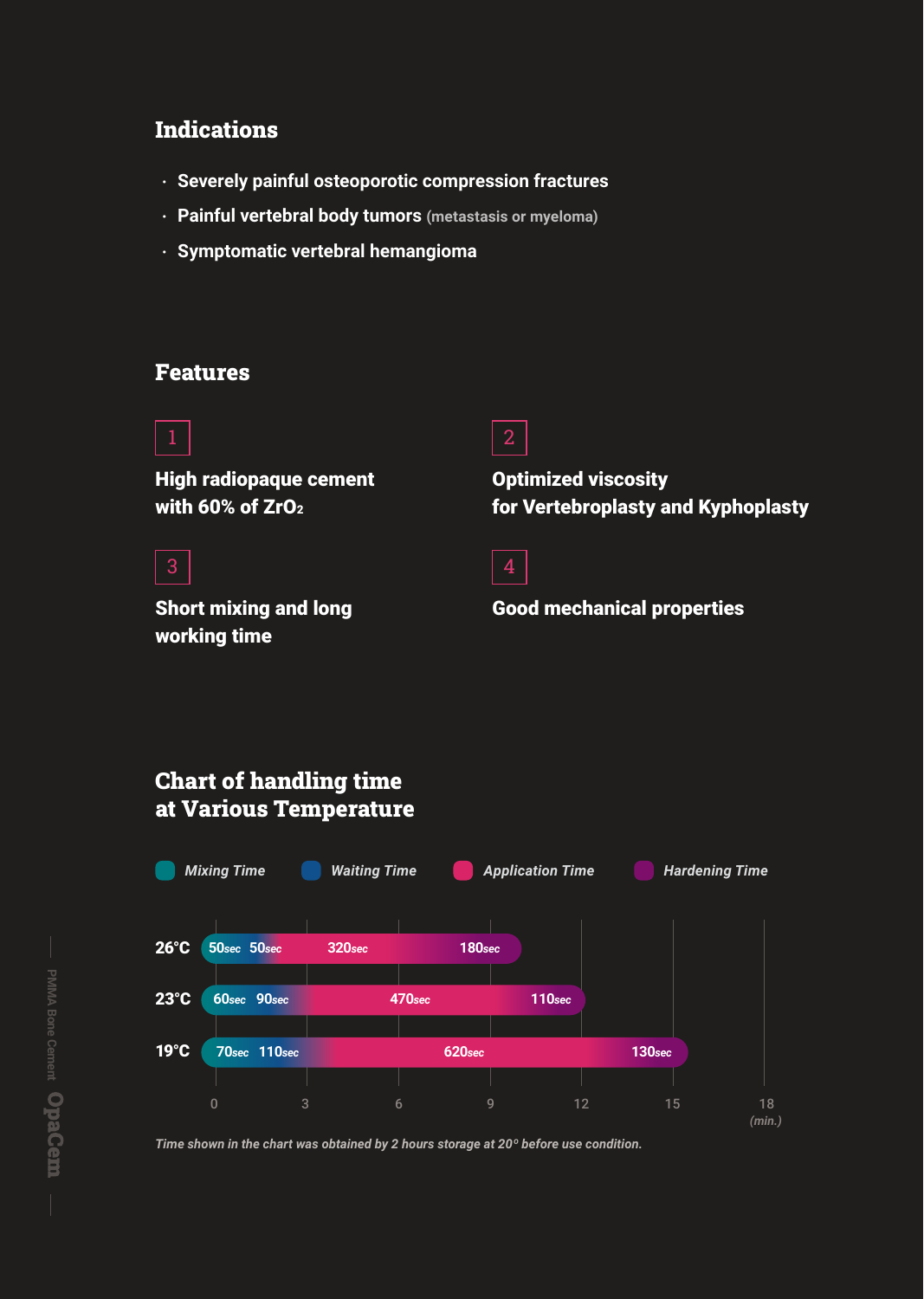## Indications

- Severely painful osteoporotic compression fractures
- Painful vertebral body tumors (metastasis or myeloma)
- Symptomatic vertebral hemangioma

## Features

1. **High radiopaque cement with 60% of $ZrO_2$**
2. **Optimized viscosity for Vertebroplasty and Kyphoplasty**
3. **Short mixing and long working time**
4. **Good mechanical properties**

## Chart of handling time at Various Temperature

| Temperature | Mixing Time | Waiting Time | Application Time | Hardening Time |
|---|---|---|---|---|
| 26°C | 50sec | 50sec | 320sec | 180sec |
| 23°C | 60sec | 90sec | 470sec | 110sec |
| 19°C | 70sec | 110sec | 620sec | 130sec |

(min.) 0, 3, 6, 9, 12, 15, 18

*Time shown in the chart was obtained by 2 hours storage at 20° before use condition.*

PMMA Bone Cement OpaCem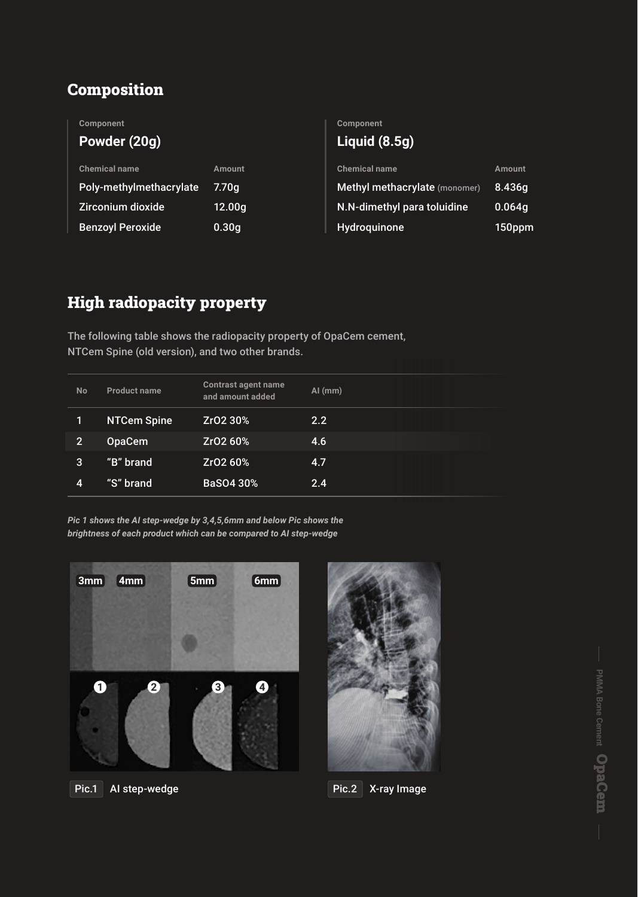## Composition

| Component | |
|---|---|
| **Powder (20g)** | |
| Chemical name | Amount |
| Poly-methylmethacrylate | 7.70g |
| Zirconium dioxide | 12.00g |
| Benzoyl Peroxide | 0.30g |

| Component | |
|---|---|
| **Liquid (8.5g)** | |
| Chemical name | Amount |
| Methyl methacrylate (monomer) | 8.436g |
| N.N-dimethyl para toluidine | 0.064g |
| Hydroquinone | 150ppm |

## High radiopacity property

The following table shows the radiopacity property of OpaCem cement, NTCem Spine (old version), and two other brands.

| No | Product name | Contrast agent name and amount added | Al (mm) |
|---|---|---|---|
| 1 | NTCem Spine | $ZrO_2$ 30% | 2.2 |
| 2 | OpaCem | $ZrO_2$ 60% | 4.6 |
| 3 | "B" brand | $ZrO_2$ 60% | 4.7 |
| 4 | "S" brand | $BaSO_4$ 30% | 2.4 |

*Pic 1 shows the Al step-wedge by 3,4,5,6mm and below Pic shows the brightness of each product which can be compared to Al step-wedge*

Pic.1 Al step-wedge

Pic.2 X-ray Image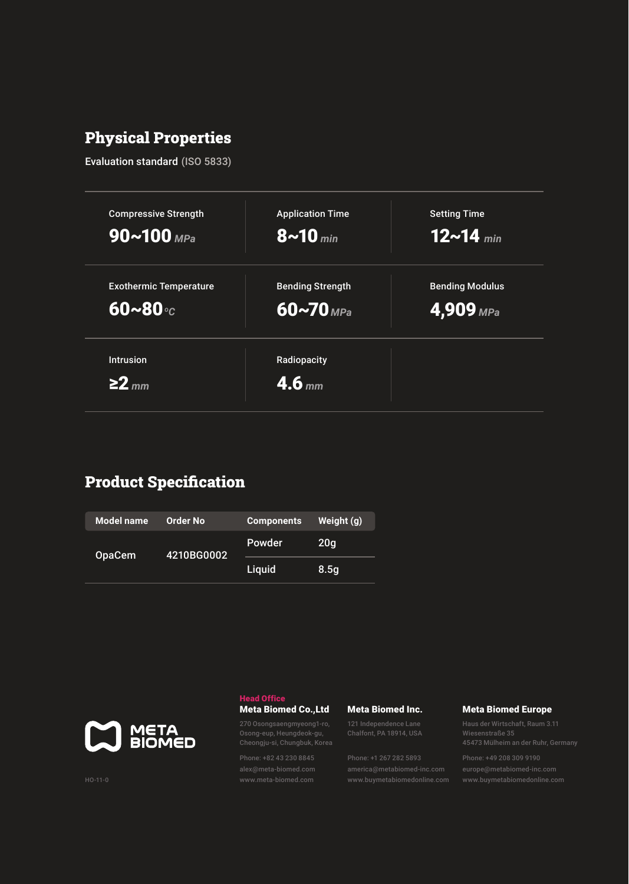## Physical Properties

Evaluation standard (ISO 5833)

| | | |
|---|---|---|
| Compressive Strength<br>**90~100** *MPa* | Application Time<br>**8~10** *min* | Setting Time<br>**12~14** *min* |
| Exothermic Temperature<br>**60~80** *°C* | Bending Strength<br>**60~70** *MPa* | Bending Modulus<br>**4,909** *MPa* |
| Intrusion<br>**≥2** *mm* | Radiopacity<br>**4.6** *mm* | |

## Product Specification

| Model name | Order No | Components | Weight (g) |
|---|---|---|---|
| OpaCem | 4210BG0002 | Powder | 20g |
| | | Liquid | 8.5g |

META BIOMED

HO-11-0

**Head Office**
**Meta Biomed Co.,Ltd**
270 Osongsaengmyeong1-ro, Osong-eup, Heungdeok-gu, Cheongju-si, Chungbuk, Korea
Phone: +82 43 230 8845
alex@meta-biomed.com
www.meta-biomed.com

**Meta Biomed Inc.**
121 Independence Lane
Chalfont, PA 18914, USA
Phone: +1 267 282 5893
america@metabiomed-inc.com
www.buymetabiomedonline.com

**Meta Biomed Europe**
Haus der Wirtschaft, Raum 3.11
Wiesenstraße 35
45473 Mülheim an der Ruhr, Germany
Phone: +49 208 309 9190
europe@metabiomed-inc.com
www.buymetabiomedonline.com